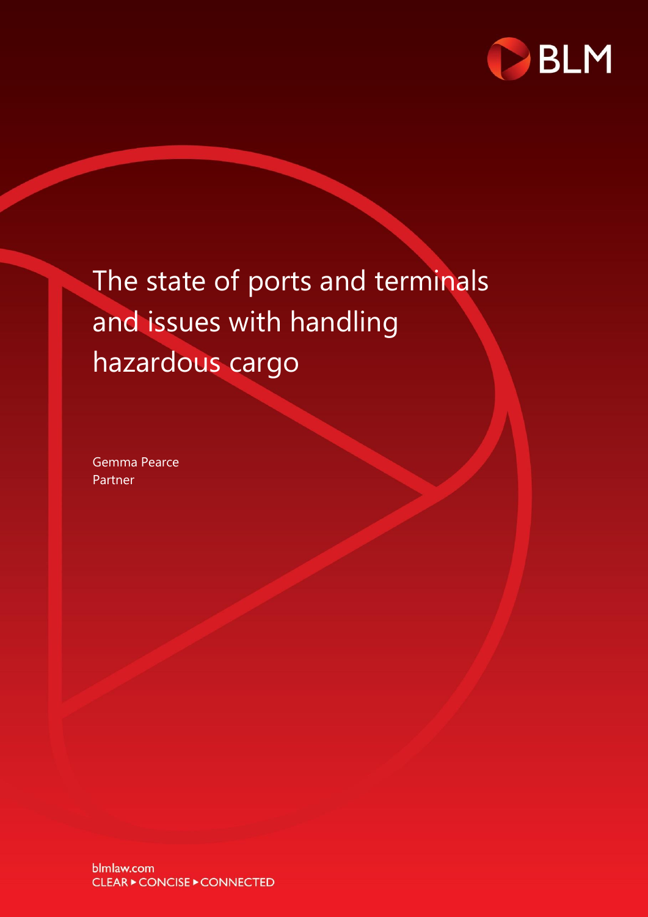BLM

# The state of ports and terminals and issues with handling hazardous cargo

Gemma Pearce
Partner

blmlaw.com
CLEAR ▸ CONCISE ▸ CONNECTED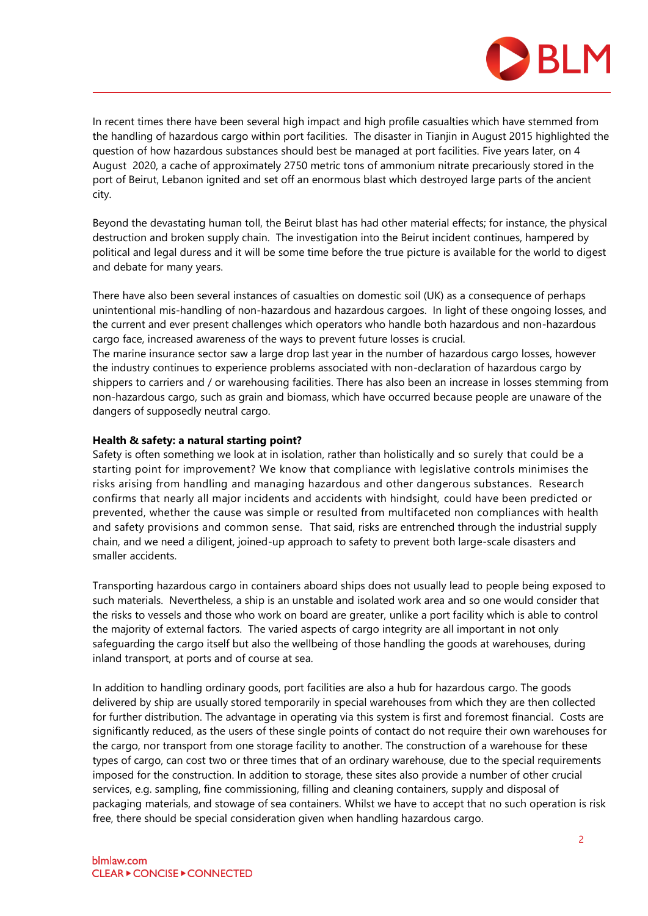In recent times there have been several high impact and high profile casualties which have stemmed from the handling of hazardous cargo within port facilities. The disaster in Tianjin in August 2015 highlighted the question of how hazardous substances should best be managed at port facilities. Five years later, on 4 August 2020, a cache of approximately 2750 metric tons of ammonium nitrate precariously stored in the port of Beirut, Lebanon ignited and set off an enormous blast which destroyed large parts of the ancient city.

Beyond the devastating human toll, the Beirut blast has had other material effects; for instance, the physical destruction and broken supply chain. The investigation into the Beirut incident continues, hampered by political and legal duress and it will be some time before the true picture is available for the world to digest and debate for many years.

There have also been several instances of casualties on domestic soil (UK) as a consequence of perhaps unintentional mis-handling of non-hazardous and hazardous cargoes. In light of these ongoing losses, and the current and ever present challenges which operators who handle both hazardous and non-hazardous cargo face, increased awareness of the ways to prevent future losses is crucial.
The marine insurance sector saw a large drop last year in the number of hazardous cargo losses, however the industry continues to experience problems associated with non-declaration of hazardous cargo by shippers to carriers and / or warehousing facilities. There has also been an increase in losses stemming from non-hazardous cargo, such as grain and biomass, which have occurred because people are unaware of the dangers of supposedly neutral cargo.

**Health & safety: a natural starting point?**
Safety is often something we look at in isolation, rather than holistically and so surely that could be a starting point for improvement? We know that compliance with legislative controls minimises the risks arising from handling and managing hazardous and other dangerous substances. Research confirms that nearly all major incidents and accidents with hindsight, could have been predicted or prevented, whether the cause was simple or resulted from multifaceted non compliances with health and safety provisions and common sense. That said, risks are entrenched through the industrial supply chain, and we need a diligent, joined-up approach to safety to prevent both large-scale disasters and smaller accidents.

Transporting hazardous cargo in containers aboard ships does not usually lead to people being exposed to such materials. Nevertheless, a ship is an unstable and isolated work area and so one would consider that the risks to vessels and those who work on board are greater, unlike a port facility which is able to control the majority of external factors. The varied aspects of cargo integrity are all important in not only safeguarding the cargo itself but also the wellbeing of those handling the goods at warehouses, during inland transport, at ports and of course at sea.

In addition to handling ordinary goods, port facilities are also a hub for hazardous cargo. The goods delivered by ship are usually stored temporarily in special warehouses from which they are then collected for further distribution. The advantage in operating via this system is first and foremost financial. Costs are significantly reduced, as the users of these single points of contact do not require their own warehouses for the cargo, nor transport from one storage facility to another. The construction of a warehouse for these types of cargo, can cost two or three times that of an ordinary warehouse, due to the special requirements imposed for the construction. In addition to storage, these sites also provide a number of other crucial services, e.g. sampling, fine commissioning, filling and cleaning containers, supply and disposal of packaging materials, and stowage of sea containers. Whilst we have to accept that no such operation is risk free, there should be special consideration given when handling hazardous cargo.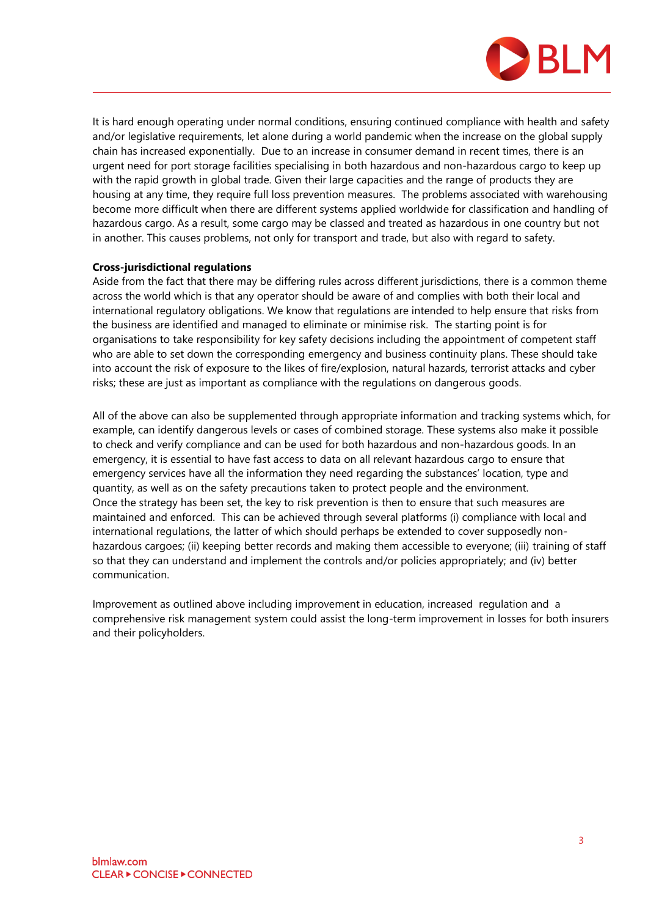It is hard enough operating under normal conditions, ensuring continued compliance with health and safety and/or legislative requirements, let alone during a world pandemic when the increase on the global supply chain has increased exponentially. Due to an increase in consumer demand in recent times, there is an urgent need for port storage facilities specialising in both hazardous and non-hazardous cargo to keep up with the rapid growth in global trade. Given their large capacities and the range of products they are housing at any time, they require full loss prevention measures. The problems associated with warehousing become more difficult when there are different systems applied worldwide for classification and handling of hazardous cargo. As a result, some cargo may be classed and treated as hazardous in one country but not in another. This causes problems, not only for transport and trade, but also with regard to safety.

**Cross-jurisdictional regulations**

Aside from the fact that there may be differing rules across different jurisdictions, there is a common theme across the world which is that any operator should be aware of and complies with both their local and international regulatory obligations. We know that regulations are intended to help ensure that risks from the business are identified and managed to eliminate or minimise risk. The starting point is for organisations to take responsibility for key safety decisions including the appointment of competent staff who are able to set down the corresponding emergency and business continuity plans. These should take into account the risk of exposure to the likes of fire/explosion, natural hazards, terrorist attacks and cyber risks; these are just as important as compliance with the regulations on dangerous goods.

All of the above can also be supplemented through appropriate information and tracking systems which, for example, can identify dangerous levels or cases of combined storage. These systems also make it possible to check and verify compliance and can be used for both hazardous and non-hazardous goods. In an emergency, it is essential to have fast access to data on all relevant hazardous cargo to ensure that emergency services have all the information they need regarding the substances' location, type and quantity, as well as on the safety precautions taken to protect people and the environment.
Once the strategy has been set, the key to risk prevention is then to ensure that such measures are maintained and enforced. This can be achieved through several platforms (i) compliance with local and international regulations, the latter of which should perhaps be extended to cover supposedly non-hazardous cargoes; (ii) keeping better records and making them accessible to everyone; (iii) training of staff so that they can understand and implement the controls and/or policies appropriately; and (iv) better communication.

Improvement as outlined above including improvement in education, increased regulation and a comprehensive risk management system could assist the long-term improvement in losses for both insurers and their policyholders.